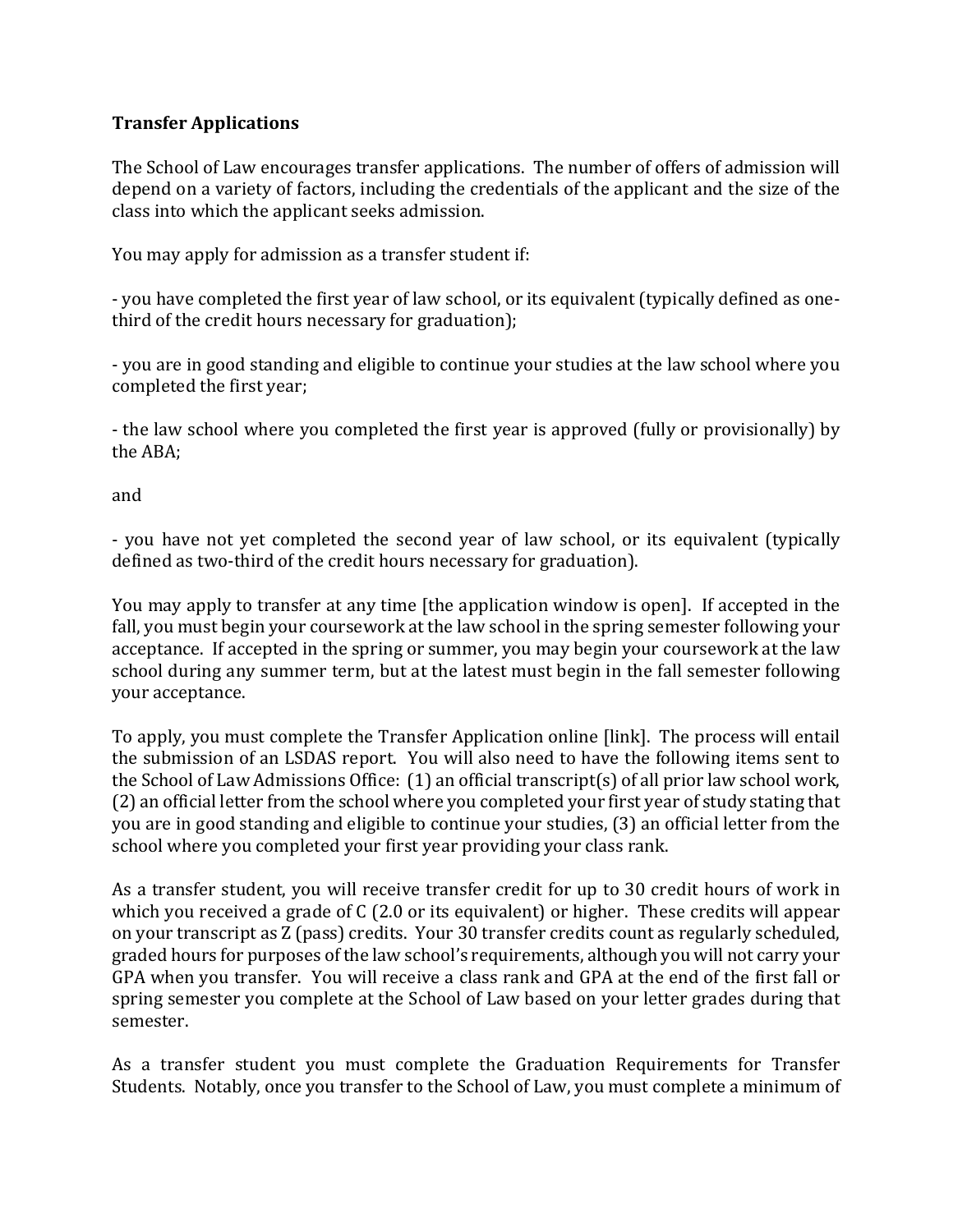**Transfer Applications**

The School of Law encourages transfer applications. The number of offers of admission will depend on a variety of factors, including the credentials of the applicant and the size of the class into which the applicant seeks admission.

You may apply for admission as a transfer student if:

- you have completed the first year of law school, or its equivalent (typically defined as one-third of the credit hours necessary for graduation);

- you are in good standing and eligible to continue your studies at the law school where you completed the first year;

- the law school where you completed the first year is approved (fully or provisionally) by the ABA;

and

- you have not yet completed the second year of law school, or its equivalent (typically defined as two-third of the credit hours necessary for graduation).

You may apply to transfer at any time [the application window is open]. If accepted in the fall, you must begin your coursework at the law school in the spring semester following your acceptance. If accepted in the spring or summer, you may begin your coursework at the law school during any summer term, but at the latest must begin in the fall semester following your acceptance.

To apply, you must complete the Transfer Application online [link]. The process will entail the submission of an LSDAS report. You will also need to have the following items sent to the School of Law Admissions Office: (1) an official transcript(s) of all prior law school work, (2) an official letter from the school where you completed your first year of study stating that you are in good standing and eligible to continue your studies, (3) an official letter from the school where you completed your first year providing your class rank.

As a transfer student, you will receive transfer credit for up to 30 credit hours of work in which you received a grade of C (2.0 or its equivalent) or higher. These credits will appear on your transcript as Z (pass) credits. Your 30 transfer credits count as regularly scheduled, graded hours for purposes of the law school's requirements, although you will not carry your GPA when you transfer. You will receive a class rank and GPA at the end of the first fall or spring semester you complete at the School of Law based on your letter grades during that semester.

As a transfer student you must complete the Graduation Requirements for Transfer Students. Notably, once you transfer to the School of Law, you must complete a minimum of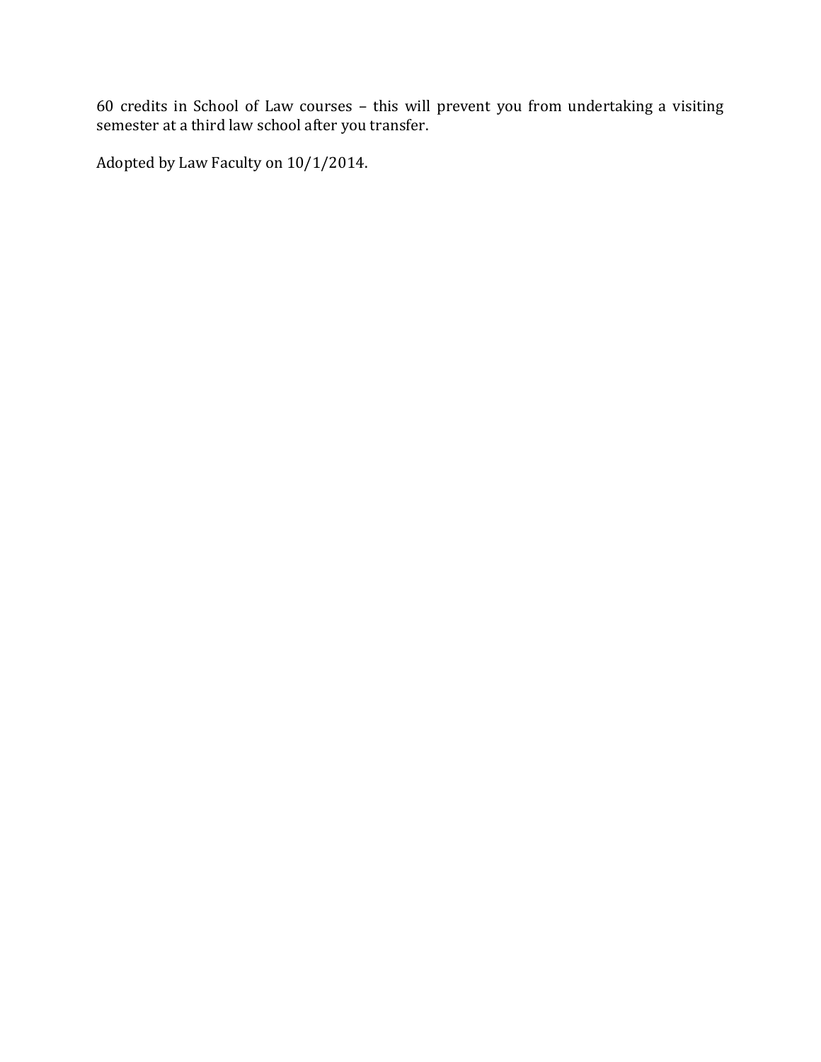60 credits in School of Law courses – this will prevent you from undertaking a visiting semester at a third law school after you transfer.

Adopted by Law Faculty on 10/1/2014.